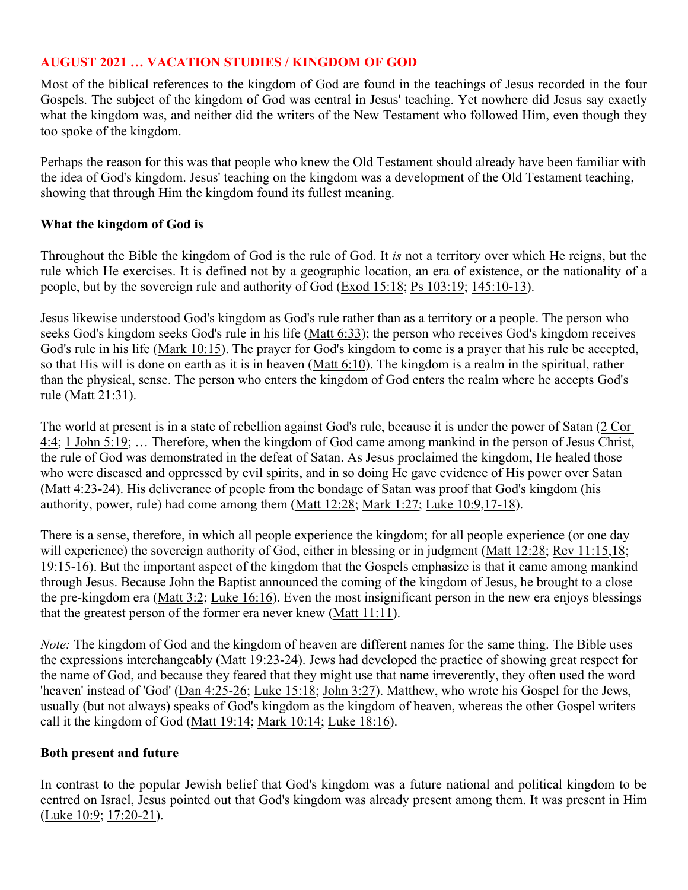## AUGUST 2021 … VACATION STUDIES / KINGDOM OF GOD

Most of the biblical references to the kingdom of God are found in the teachings of Jesus recorded in the four Gospels. The subject of the kingdom of God was central in Jesus' teaching. Yet nowhere did Jesus say exactly what the kingdom was, and neither did the writers of the New Testament who followed Him, even though they too spoke of the kingdom.

Perhaps the reason for this was that people who knew the Old Testament should already have been familiar with the idea of God's kingdom. Jesus' teaching on the kingdom was a development of the Old Testament teaching, showing that through Him the kingdom found its fullest meaning.

### What the kingdom of God is

Throughout the Bible the kingdom of God is the rule of God. It *is* not a territory over which He reigns, but the rule which He exercises. It is defined not by a geographic location, an era of existence, or the nationality of a people, but by the sovereign rule and authority of God (Exod 15:18; Ps 103:19; 145:10-13).

Jesus likewise understood God's kingdom as God's rule rather than as a territory or a people. The person who seeks God's kingdom seeks God's rule in his life (Matt 6:33); the person who receives God's kingdom receives God's rule in his life (Mark 10:15). The prayer for God's kingdom to come is a prayer that his rule be accepted, so that His will is done on earth as it is in heaven (Matt 6:10). The kingdom is a realm in the spiritual, rather than the physical, sense. The person who enters the kingdom of God enters the realm where he accepts God's rule (Matt 21:31).

The world at present is in a state of rebellion against God's rule, because it is under the power of Satan (2 Cor 4:4; 1 John 5:19; … Therefore, when the kingdom of God came among mankind in the person of Jesus Christ, the rule of God was demonstrated in the defeat of Satan. As Jesus proclaimed the kingdom, He healed those who were diseased and oppressed by evil spirits, and in so doing He gave evidence of His power over Satan (Matt 4:23-24). His deliverance of people from the bondage of Satan was proof that God's kingdom (his authority, power, rule) had come among them (Matt 12:28; Mark 1:27; Luke 10:9,17-18).

There is a sense, therefore, in which all people experience the kingdom; for all people experience (or one day will experience) the sovereign authority of God, either in blessing or in judgment (Matt 12:28; Rev 11:15,18; 19:15-16). But the important aspect of the kingdom that the Gospels emphasize is that it came among mankind through Jesus. Because John the Baptist announced the coming of the kingdom of Jesus, he brought to a close the pre-kingdom era (Matt 3:2; Luke 16:16). Even the most insignificant person in the new era enjoys blessings that the greatest person of the former era never knew (Matt 11:11).

*Note:* The kingdom of God and the kingdom of heaven are different names for the same thing. The Bible uses the expressions interchangeably (Matt 19:23-24). Jews had developed the practice of showing great respect for the name of God, and because they feared that they might use that name irreverently, they often used the word 'heaven' instead of 'God' (Dan 4:25-26; Luke 15:18; John 3:27). Matthew, who wrote his Gospel for the Jews, usually (but not always) speaks of God's kingdom as the kingdom of heaven, whereas the other Gospel writers call it the kingdom of God (Matt 19:14; Mark 10:14; Luke 18:16).

### Both present and future

In contrast to the popular Jewish belief that God's kingdom was a future national and political kingdom to be centred on Israel, Jesus pointed out that God's kingdom was already present among them. It was present in Him (Luke 10:9; 17:20-21).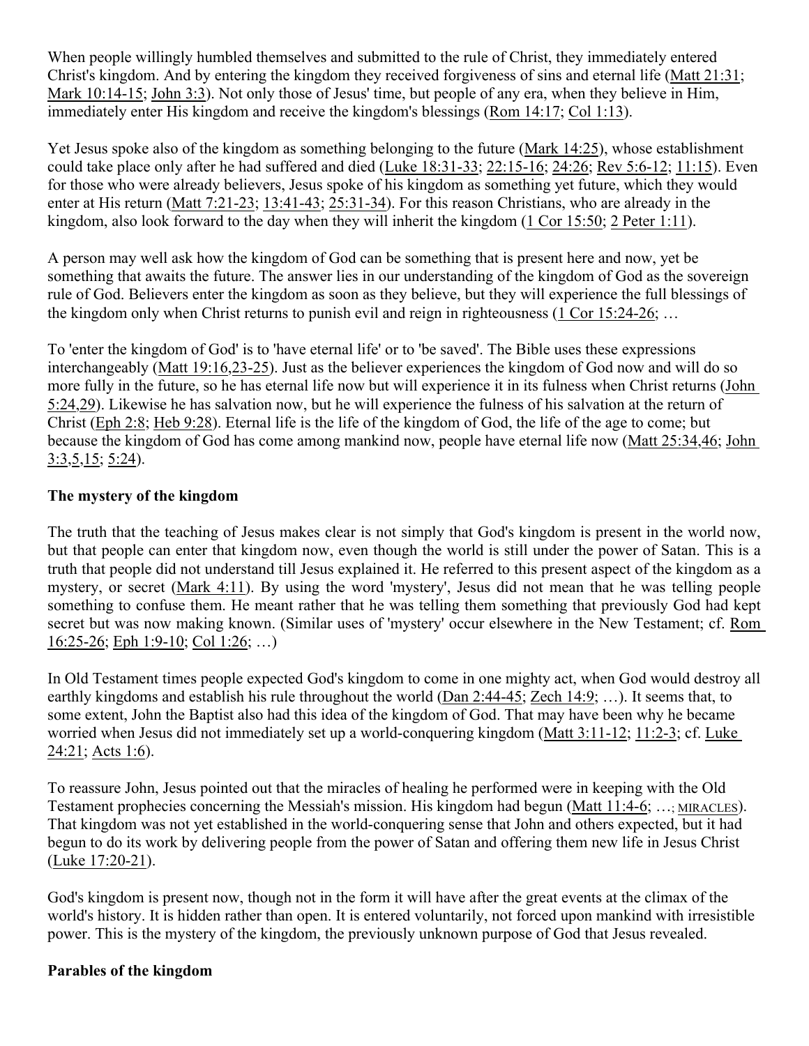When people willingly humbled themselves and submitted to the rule of Christ, they immediately entered Christ's kingdom. And by entering the kingdom they received forgiveness of sins and eternal life (Matt 21:31; Mark 10:14-15; John 3:3). Not only those of Jesus' time, but people of any era, when they believe in Him, immediately enter His kingdom and receive the kingdom's blessings (Rom 14:17; Col 1:13).

Yet Jesus spoke also of the kingdom as something belonging to the future (Mark 14:25), whose establishment could take place only after he had suffered and died (Luke 18:31-33; 22:15-16; 24:26; Rev 5:6-12; 11:15). Even for those who were already believers, Jesus spoke of his kingdom as something yet future, which they would enter at His return (Matt 7:21-23; 13:41-43; 25:31-34). For this reason Christians, who are already in the kingdom, also look forward to the day when they will inherit the kingdom (1 Cor 15:50; 2 Peter 1:11).

A person may well ask how the kingdom of God can be something that is present here and now, yet be something that awaits the future. The answer lies in our understanding of the kingdom of God as the sovereign rule of God. Believers enter the kingdom as soon as they believe, but they will experience the full blessings of the kingdom only when Christ returns to punish evil and reign in righteousness (1 Cor 15:24-26; …

To 'enter the kingdom of God' is to 'have eternal life' or to 'be saved'. The Bible uses these expressions interchangeably (Matt 19:16,23-25). Just as the believer experiences the kingdom of God now and will do so more fully in the future, so he has eternal life now but will experience it in its fulness when Christ returns (John 5:24,29). Likewise he has salvation now, but he will experience the fulness of his salvation at the return of Christ (Eph 2:8; Heb 9:28). Eternal life is the life of the kingdom of God, the life of the age to come; but because the kingdom of God has come among mankind now, people have eternal life now (Matt 25:34,46; John 3:3,5,15; 5:24).

**The mystery of the kingdom**

The truth that the teaching of Jesus makes clear is not simply that God's kingdom is present in the world now, but that people can enter that kingdom now, even though the world is still under the power of Satan. This is a truth that people did not understand till Jesus explained it. He referred to this present aspect of the kingdom as a mystery, or secret (Mark 4:11). By using the word 'mystery', Jesus did not mean that he was telling people something to confuse them. He meant rather that he was telling them something that previously God had kept secret but was now making known. (Similar uses of 'mystery' occur elsewhere in the New Testament; cf. Rom 16:25-26; Eph 1:9-10; Col 1:26; …)

In Old Testament times people expected God's kingdom to come in one mighty act, when God would destroy all earthly kingdoms and establish his rule throughout the world (Dan 2:44-45; Zech 14:9; …). It seems that, to some extent, John the Baptist also had this idea of the kingdom of God. That may have been why he became worried when Jesus did not immediately set up a world-conquering kingdom (Matt 3:11-12; 11:2-3; cf. Luke 24:21; Acts 1:6).

To reassure John, Jesus pointed out that the miracles of healing he performed were in keeping with the Old Testament prophecies concerning the Messiah's mission. His kingdom had begun (Matt 11:4-6; …; MIRACLES). That kingdom was not yet established in the world-conquering sense that John and others expected, but it had begun to do its work by delivering people from the power of Satan and offering them new life in Jesus Christ (Luke 17:20-21).

God's kingdom is present now, though not in the form it will have after the great events at the climax of the world's history. It is hidden rather than open. It is entered voluntarily, not forced upon mankind with irresistible power. This is the mystery of the kingdom, the previously unknown purpose of God that Jesus revealed.

**Parables of the kingdom**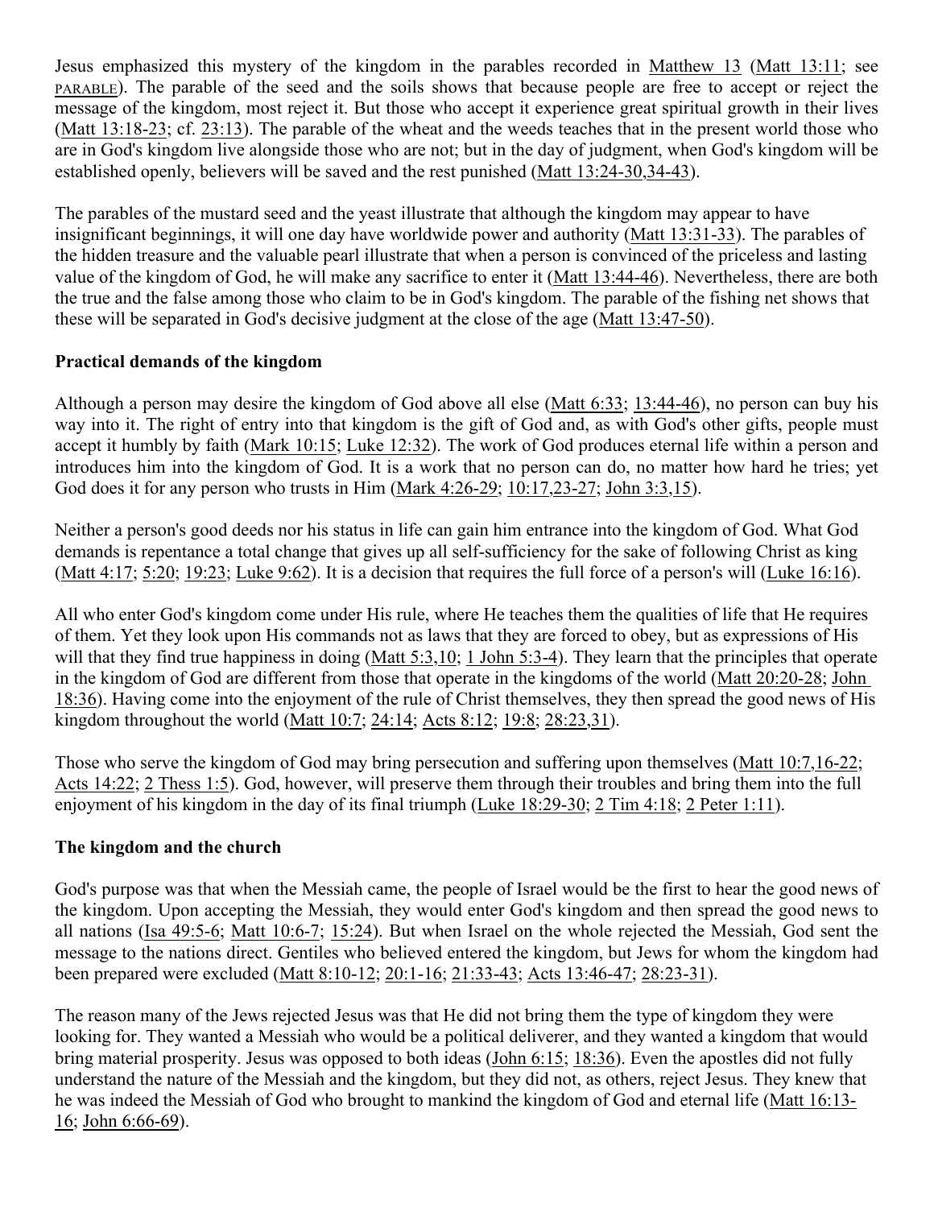Jesus emphasized this mystery of the kingdom in the parables recorded in Matthew 13 (Matt 13:11; see PARABLE). The parable of the seed and the soils shows that because people are free to accept or reject the message of the kingdom, most reject it. But those who accept it experience great spiritual growth in their lives (Matt 13:18-23; cf. 23:13). The parable of the wheat and the weeds teaches that in the present world those who are in God's kingdom live alongside those who are not; but in the day of judgment, when God's kingdom will be established openly, believers will be saved and the rest punished (Matt 13:24-30,34-43).

The parables of the mustard seed and the yeast illustrate that although the kingdom may appear to have insignificant beginnings, it will one day have worldwide power and authority (Matt 13:31-33). The parables of the hidden treasure and the valuable pearl illustrate that when a person is convinced of the priceless and lasting value of the kingdom of God, he will make any sacrifice to enter it (Matt 13:44-46). Nevertheless, there are both the true and the false among those who claim to be in God's kingdom. The parable of the fishing net shows that these will be separated in God's decisive judgment at the close of the age (Matt 13:47-50).

**Practical demands of the kingdom**

Although a person may desire the kingdom of God above all else (Matt 6:33; 13:44-46), no person can buy his way into it. The right of entry into that kingdom is the gift of God and, as with God's other gifts, people must accept it humbly by faith (Mark 10:15; Luke 12:32). The work of God produces eternal life within a person and introduces him into the kingdom of God. It is a work that no person can do, no matter how hard he tries; yet God does it for any person who trusts in Him (Mark 4:26-29; 10:17,23-27; John 3:3,15).

Neither a person's good deeds nor his status in life can gain him entrance into the kingdom of God. What God demands is repentance a total change that gives up all self-sufficiency for the sake of following Christ as king (Matt 4:17; 5:20; 19:23; Luke 9:62). It is a decision that requires the full force of a person's will (Luke 16:16).

All who enter God's kingdom come under His rule, where He teaches them the qualities of life that He requires of them. Yet they look upon His commands not as laws that they are forced to obey, but as expressions of His will that they find true happiness in doing (Matt 5:3,10; 1 John 5:3-4). They learn that the principles that operate in the kingdom of God are different from those that operate in the kingdoms of the world (Matt 20:20-28; John 18:36). Having come into the enjoyment of the rule of Christ themselves, they then spread the good news of His kingdom throughout the world (Matt 10:7; 24:14; Acts 8:12; 19:8; 28:23,31).

Those who serve the kingdom of God may bring persecution and suffering upon themselves (Matt 10:7,16-22; Acts 14:22; 2 Thess 1:5). God, however, will preserve them through their troubles and bring them into the full enjoyment of his kingdom in the day of its final triumph (Luke 18:29-30; 2 Tim 4:18; 2 Peter 1:11).

**The kingdom and the church**

God's purpose was that when the Messiah came, the people of Israel would be the first to hear the good news of the kingdom. Upon accepting the Messiah, they would enter God's kingdom and then spread the good news to all nations (Isa 49:5-6; Matt 10:6-7; 15:24). But when Israel on the whole rejected the Messiah, God sent the message to the nations direct. Gentiles who believed entered the kingdom, but Jews for whom the kingdom had been prepared were excluded (Matt 8:10-12; 20:1-16; 21:33-43; Acts 13:46-47; 28:23-31).

The reason many of the Jews rejected Jesus was that He did not bring them the type of kingdom they were looking for. They wanted a Messiah who would be a political deliverer, and they wanted a kingdom that would bring material prosperity. Jesus was opposed to both ideas (John 6:15; 18:36). Even the apostles did not fully understand the nature of the Messiah and the kingdom, but they did not, as others, reject Jesus. They knew that he was indeed the Messiah of God who brought to mankind the kingdom of God and eternal life (Matt 16:13-16; John 6:66-69).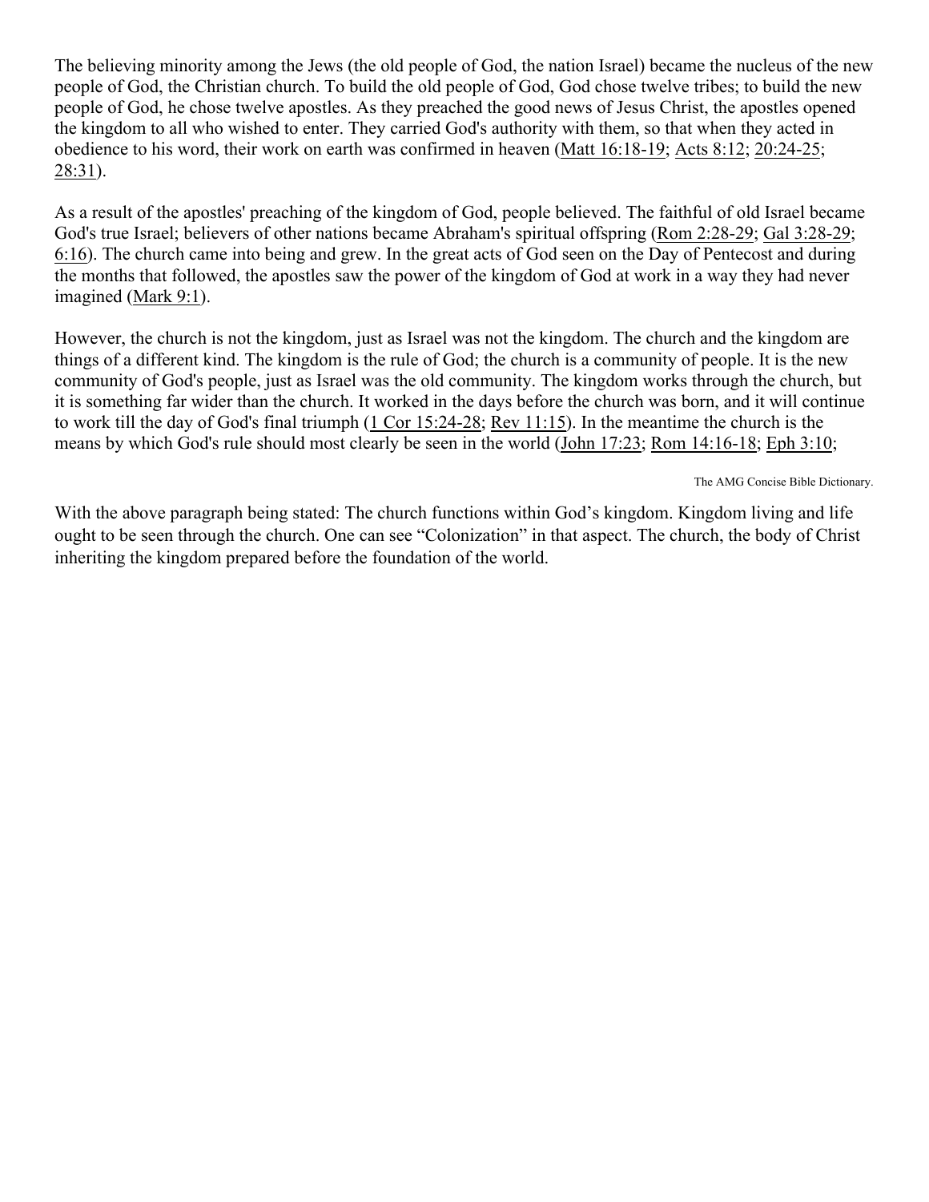The believing minority among the Jews (the old people of God, the nation Israel) became the nucleus of the new people of God, the Christian church. To build the old people of God, God chose twelve tribes; to build the new people of God, he chose twelve apostles. As they preached the good news of Jesus Christ, the apostles opened the kingdom to all who wished to enter. They carried God's authority with them, so that when they acted in obedience to his word, their work on earth was confirmed in heaven (Matt 16:18-19; Acts 8:12; 20:24-25; 28:31).

As a result of the apostles' preaching of the kingdom of God, people believed. The faithful of old Israel became God's true Israel; believers of other nations became Abraham's spiritual offspring (Rom 2:28-29; Gal 3:28-29; 6:16). The church came into being and grew. In the great acts of God seen on the Day of Pentecost and during the months that followed, the apostles saw the power of the kingdom of God at work in a way they had never imagined (Mark 9:1).

However, the church is not the kingdom, just as Israel was not the kingdom. The church and the kingdom are things of a different kind. The kingdom is the rule of God; the church is a community of people. It is the new community of God's people, just as Israel was the old community. The kingdom works through the church, but it is something far wider than the church. It worked in the days before the church was born, and it will continue to work till the day of God's final triumph (1 Cor 15:24-28; Rev 11:15). In the meantime the church is the means by which God's rule should most clearly be seen in the world (John 17:23; Rom 14:16-18; Eph 3:10;

The AMG Concise Bible Dictionary.

With the above paragraph being stated: The church functions within God's kingdom. Kingdom living and life ought to be seen through the church. One can see "Colonization" in that aspect. The church, the body of Christ inheriting the kingdom prepared before the foundation of the world.